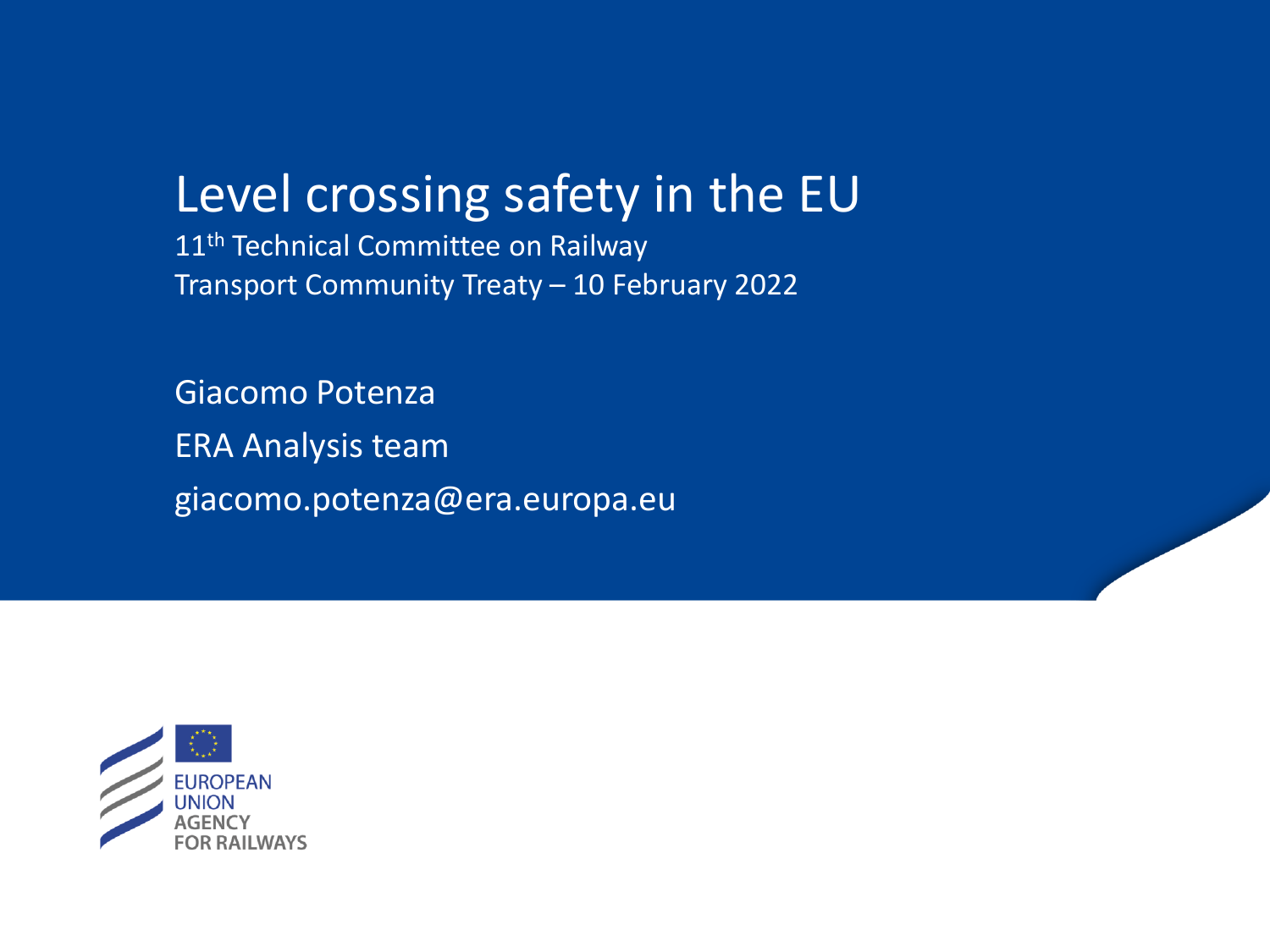# Level crossing safety in the EU

11th Technical Committee on Railway
Transport Community Treaty – 10 February 2022

Giacomo Potenza

ERA Analysis team

giacomo.potenza@era.europa.eu

EUROPEAN UNION AGENCY FOR RAILWAYS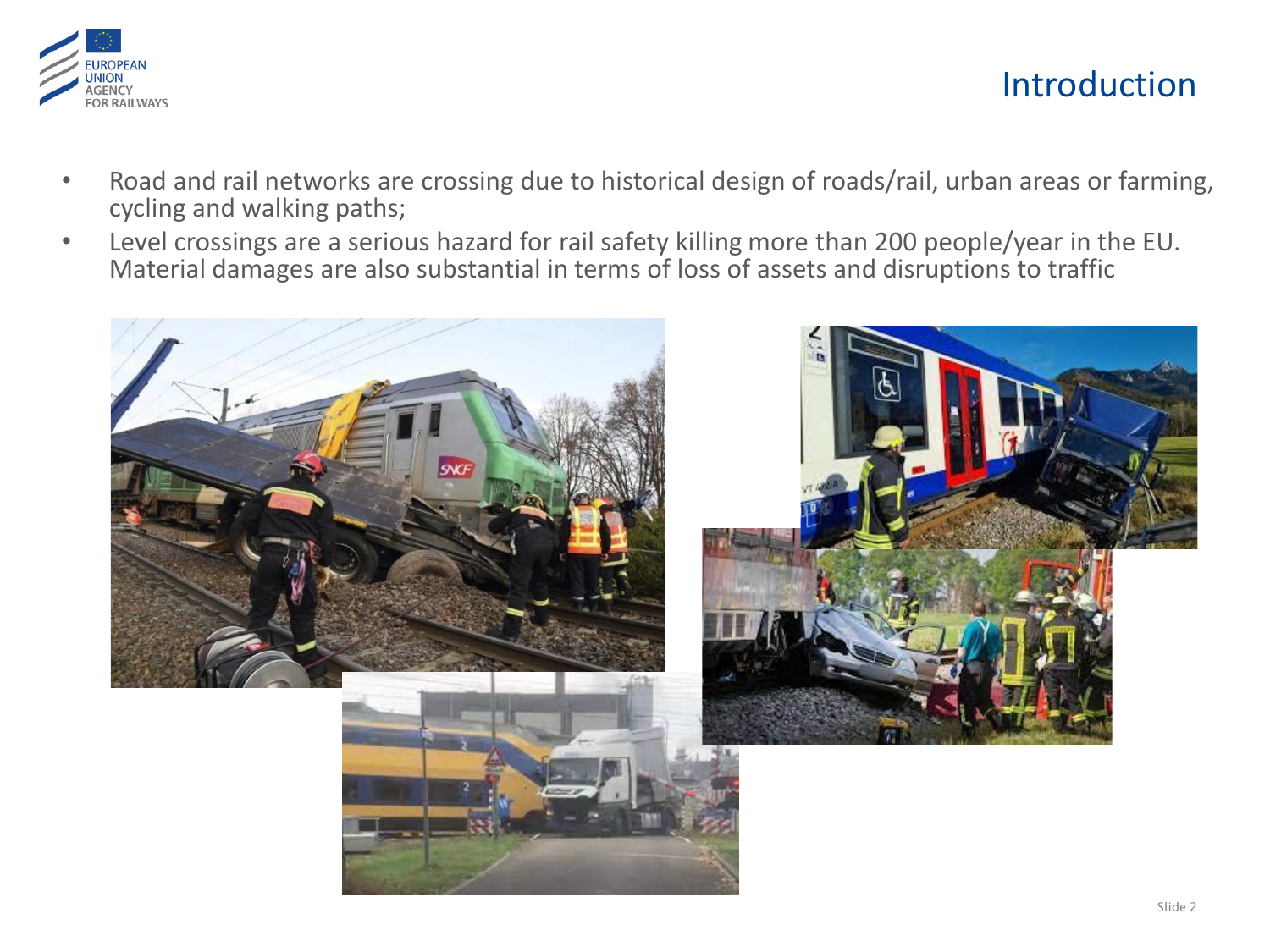# Introduction

- Road and rail networks are crossing due to historical design of roads/rail, urban areas or farming, cycling and walking paths;
- Level crossings are a serious hazard for rail safety killing more than 200 people/year in the EU. Material damages are also substantial in terms of loss of assets and disruptions to traffic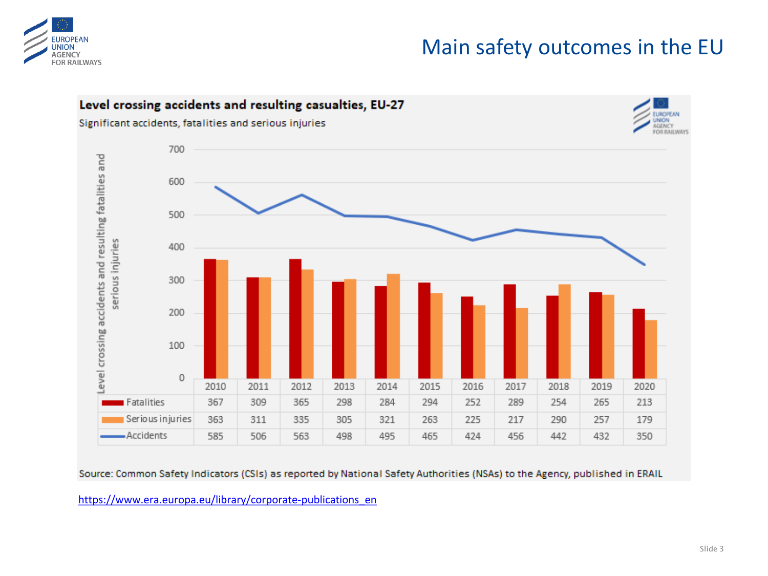# Main safety outcomes in the EU

## Level crossing accidents and resulting casualties, EU-27

Significant accidents, fatalities and serious injuries

| | 2010 | 2011 | 2012 | 2013 | 2014 | 2015 | 2016 | 2017 | 2018 | 2019 | 2020 |
|---|---|---|---|---|---|---|---|---|---|---|---|
| Fatalities | 367 | 309 | 365 | 298 | 284 | 294 | 252 | 289 | 254 | 265 | 213 |
| Serious injuries | 363 | 311 | 335 | 305 | 321 | 263 | 225 | 217 | 290 | 257 | 179 |
| Accidents | 585 | 506 | 563 | 498 | 495 | 465 | 424 | 456 | 442 | 432 | 350 |

Source: Common Safety Indicators (CSIs) as reported by National Safety Authorities (NSAs) to the Agency, published in ERAIL

https://www.era.europa.eu/library/corporate-publications_en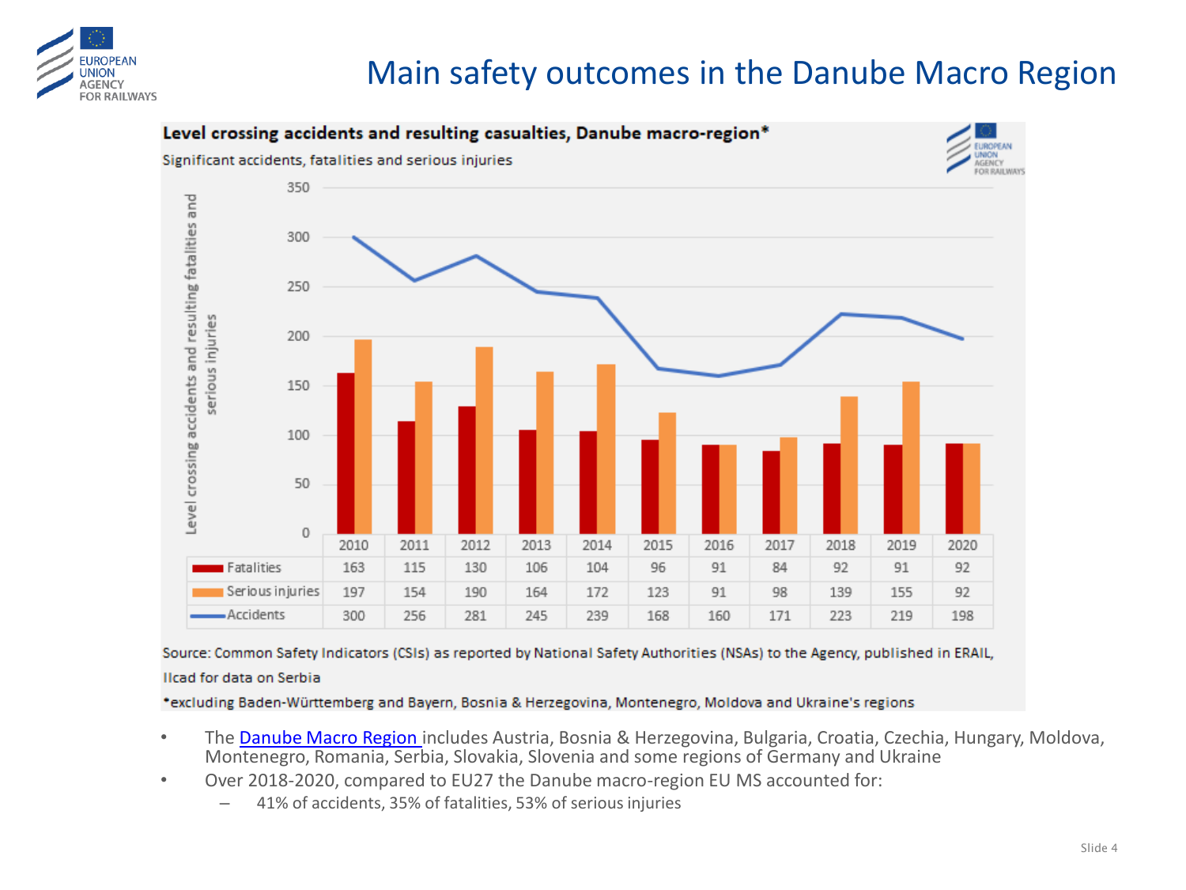# Main safety outcomes in the Danube Macro Region

**Level crossing accidents and resulting casualties, Danube macro-region***

Significant accidents, fatalities and serious injuries

| | 2010 | 2011 | 2012 | 2013 | 2014 | 2015 | 2016 | 2017 | 2018 | 2019 | 2020 |
|---|---|---|---|---|---|---|---|---|---|---|---|
| Fatalities | 163 | 115 | 130 | 106 | 104 | 96 | 91 | 84 | 92 | 91 | 92 |
| Serious injuries | 197 | 154 | 190 | 164 | 172 | 123 | 91 | 98 | 139 | 155 | 92 |
| Accidents | 300 | 256 | 281 | 245 | 239 | 168 | 160 | 171 | 223 | 219 | 198 |

Source: Common Safety Indicators (CSIs) as reported by National Safety Authorities (NSAs) to the Agency, published in ERAIL, Ilcad for data on Serbia

*excluding Baden-Württemberg and Bayern, Bosnia & Herzegovina, Montenegro, Moldova and Ukraine's regions

- The Danube Macro Region includes Austria, Bosnia & Herzegovina, Bulgaria, Croatia, Czechia, Hungary, Moldova, Montenegro, Romania, Serbia, Slovakia, Slovenia and some regions of Germany and Ukraine
- Over 2018-2020, compared to EU27 the Danube macro-region EU MS accounted for:
  - 41% of accidents, 35% of fatalities, 53% of serious injuries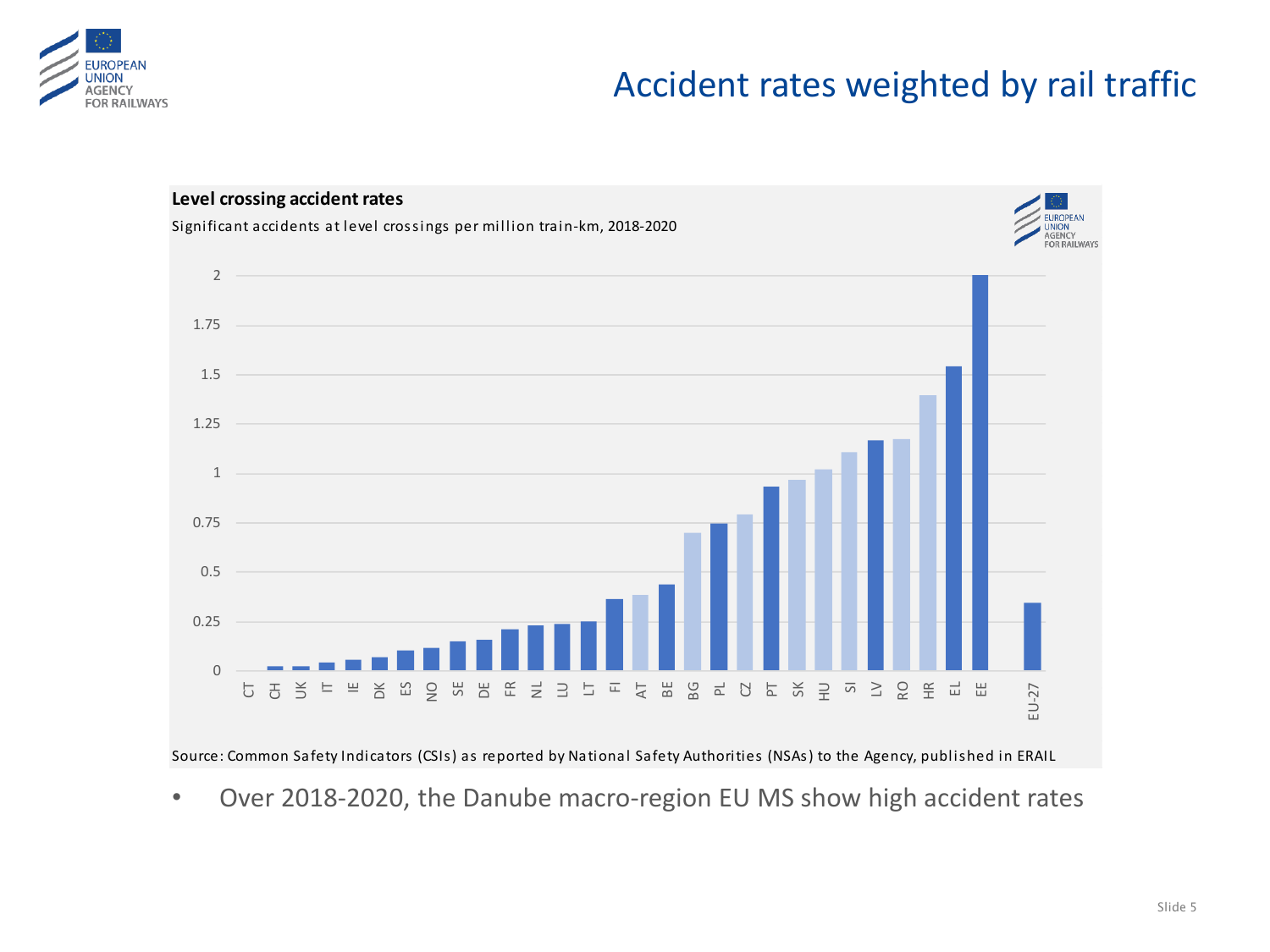# Accident rates weighted by rail traffic

**Level crossing accident rates**

Significant accidents at level crossings per million train-km, 2018-2020

Source: Common Safety Indicators (CSIs) as reported by National Safety Authorities (NSAs) to the Agency, published in ERAIL

- Over 2018-2020, the Danube macro-region EU MS show high accident rates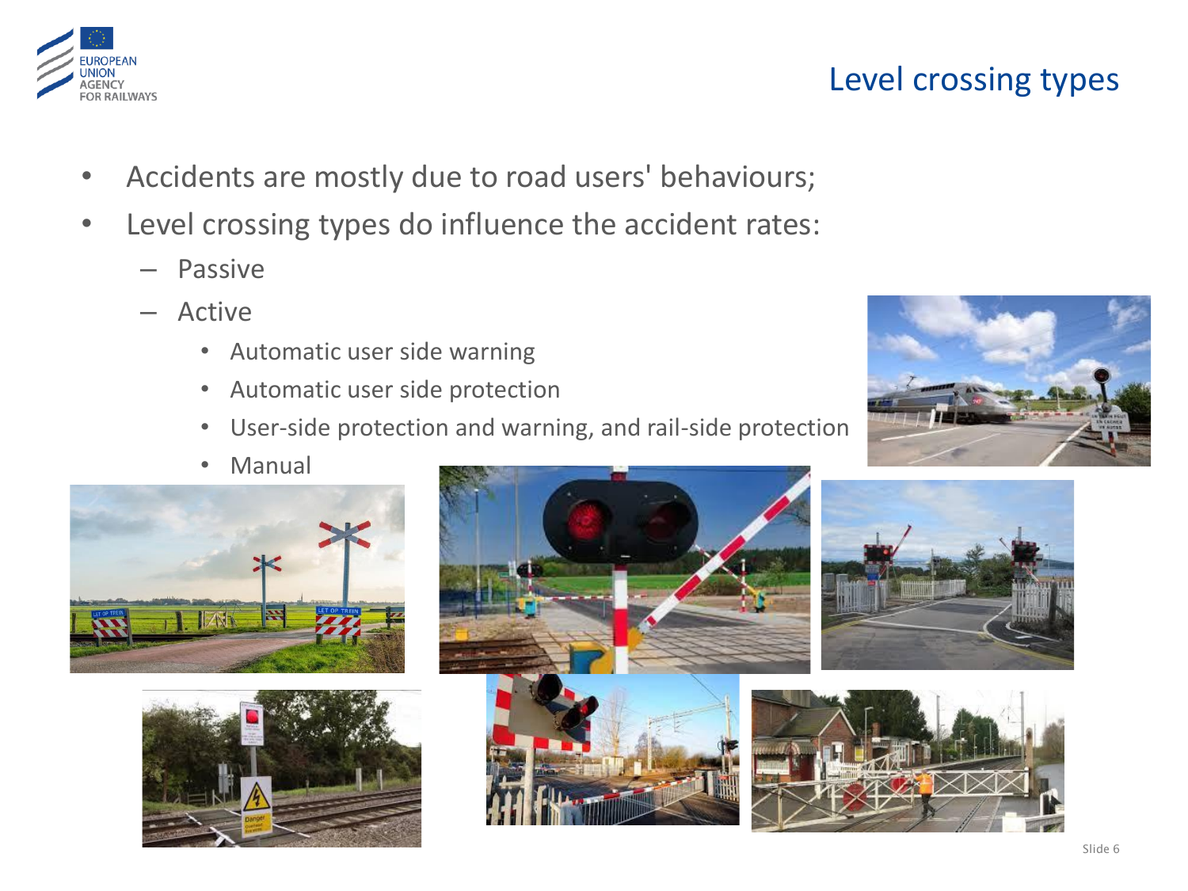# Level crossing types

- Accidents are mostly due to road users' behaviours;
- Level crossing types do influence the accident rates:
  - Passive
  - Active
    - Automatic user side warning
    - Automatic user side protection
    - User-side protection and warning, and rail-side protection
    - Manual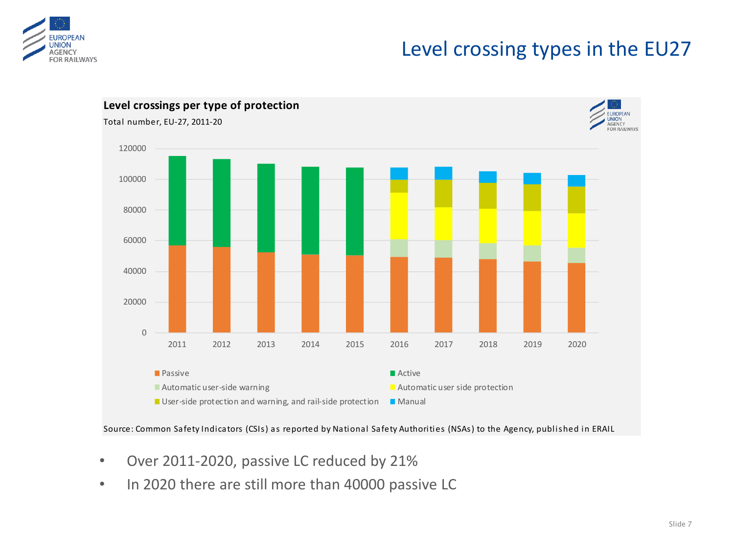# Level crossing types in the EU27

**Level crossings per type of protection**

Total number, EU-27, 2011-20

Legend: Passive; Active; Automatic user-side warning; Automatic user side protection; User-side protection and warning, and rail-side protection; Manual

Source: Common Safety Indicators (CSIs) as reported by National Safety Authorities (NSAs) to the Agency, published in ERAIL

- Over 2011-2020, passive LC reduced by 21%
- In 2020 there are still more than 40000 passive LC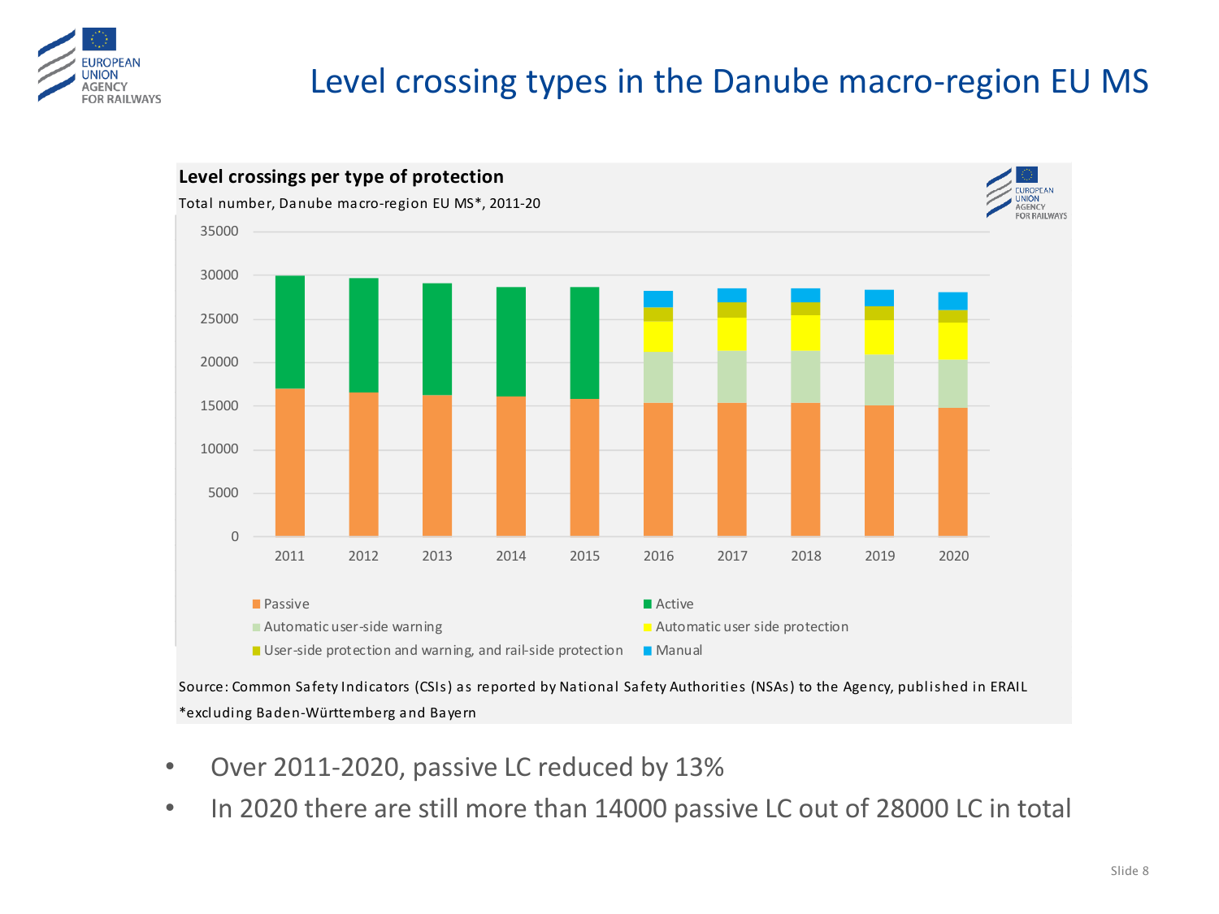# Level crossing types in the Danube macro-region EU MS

**Level crossings per type of protection**

Total number, Danube macro-region EU MS*, 2011-20

Source: Common Safety Indicators (CSIs) as reported by National Safety Authorities (NSAs) to the Agency, published in ERAIL

*excluding Baden-Württemberg and Bayern

- Over 2011-2020, passive LC reduced by 13%
- In 2020 there are still more than 14000 passive LC out of 28000 LC in total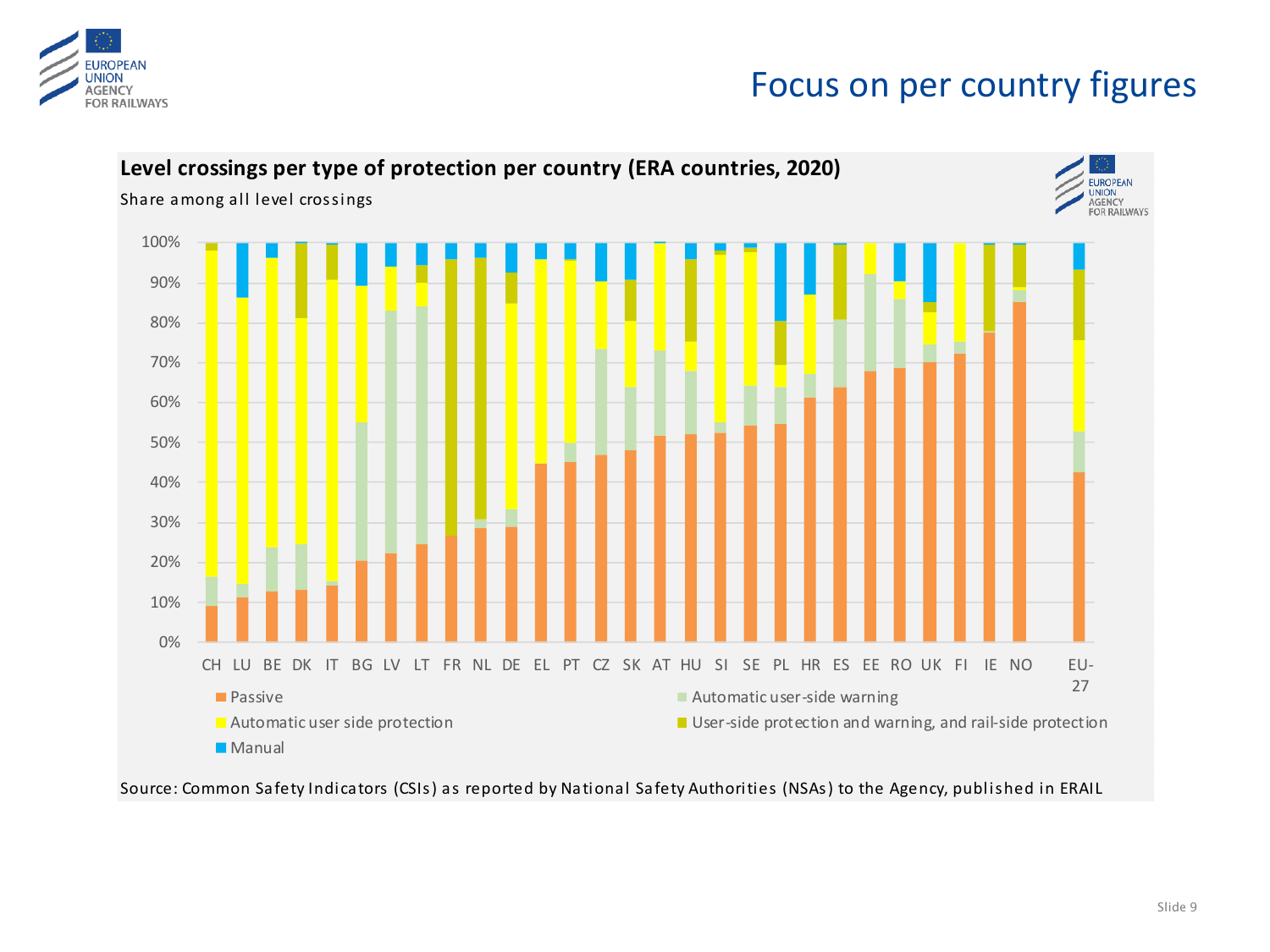# Focus on per country figures

**Level crossings per type of protection per country (ERA countries, 2020)**

Share among all level crossings

Countries: CH, LU, BE, DK, IT, BG, LV, LT, FR, NL, DE, EL, PT, CZ, SK, AT, HU, SI, SE, PL, HR, ES, EE, RO, UK, FI, IE, NO, EU-27

Legend:
- Passive
- Automatic user-side warning
- Automatic user side protection
- User-side protection and warning, and rail-side protection
- Manual

Source: Common Safety Indicators (CSIs) as reported by National Safety Authorities (NSAs) to the Agency, published in ERAIL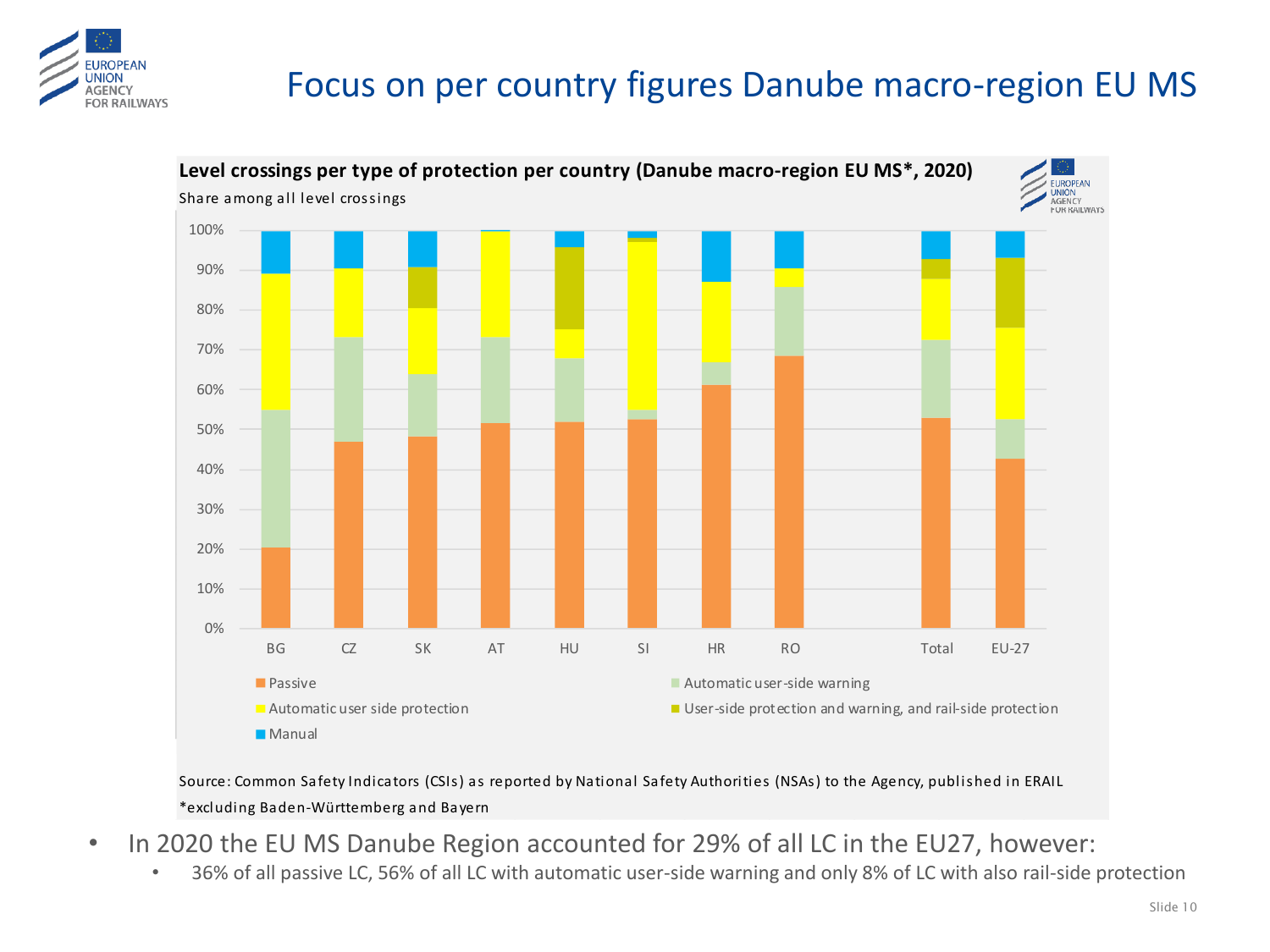# Focus on per country figures Danube macro-region EU MS

**Level crossings per type of protection per country (Danube macro-region EU MS*, 2020)**

Share among all level crossings

Legend: Passive; Automatic user-side warning; Automatic user side protection; User-side protection and warning, and rail-side protection; Manual

Countries: BG, CZ, SK, AT, HU, SI, HR, RO, Total, EU-27

Source: Common Safety Indicators (CSIs) as reported by National Safety Authorities (NSAs) to the Agency, published in ERAIL

*excluding Baden-Württemberg and Bayern

- In 2020 the EU MS Danube Region accounted for 29% of all LC in the EU27, however:
  - 36% of all passive LC, 56% of all LC with automatic user-side warning and only 8% of LC with also rail-side protection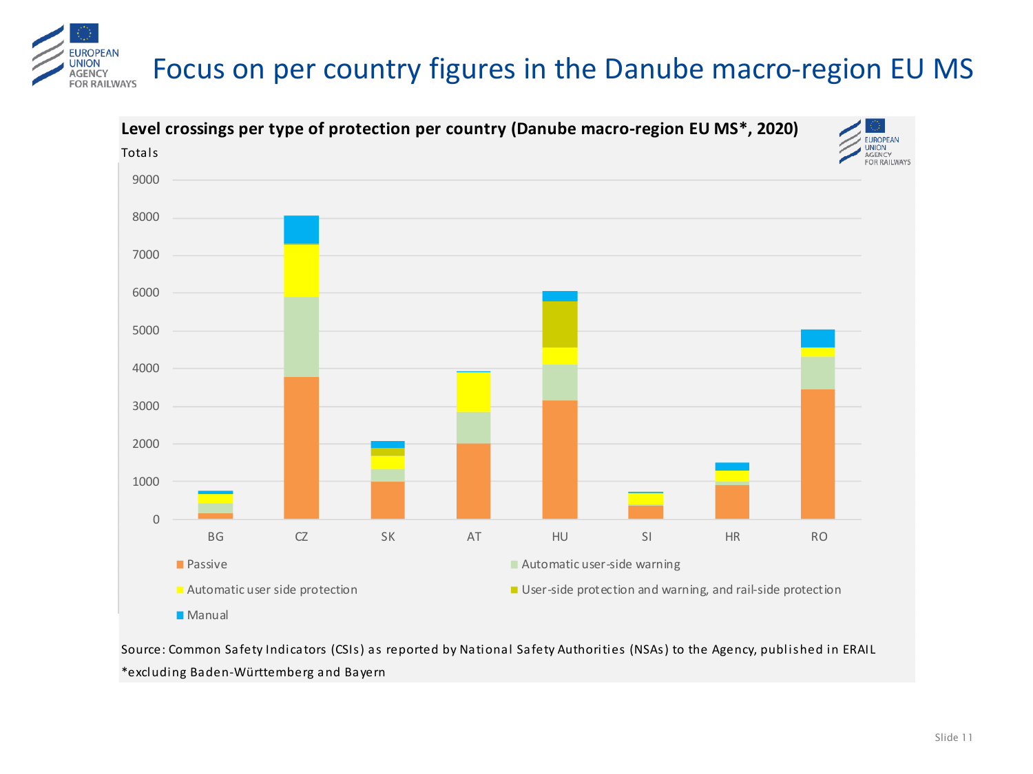# Focus on per country figures in the Danube macro-region EU MS

**Level crossings per type of protection per country (Danube macro-region EU MS*, 2020)**

Totals

Legend: Passive; Automatic user-side warning; Automatic user side protection; User-side protection and warning, and rail-side protection; Manual

Countries: BG, CZ, SK, AT, HU, SI, HR, RO

Source: Common Safety Indicators (CSIs) as reported by National Safety Authorities (NSAs) to the Agency, published in ERAIL

*excluding Baden-Württemberg and Bayern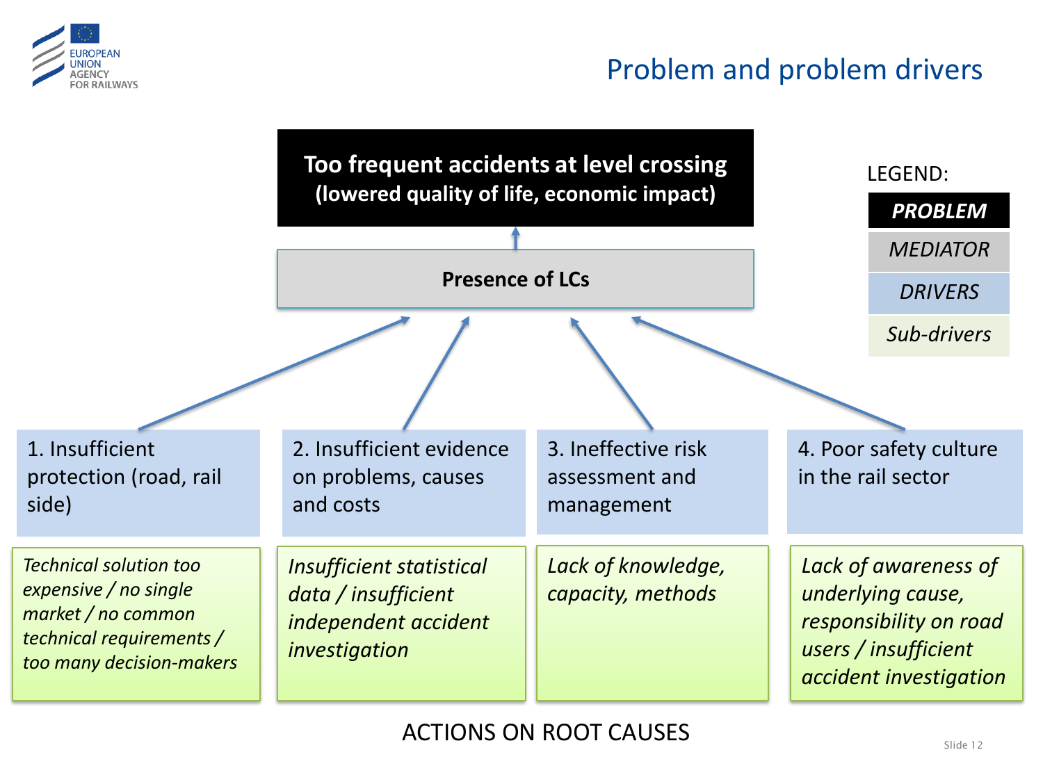# Problem and problem drivers

**Too frequent accidents at level crossing**
**(lowered quality of life, economic impact)**

**Presence of LCs**

LEGEND:

- ***PROBLEM***
- *MEDIATOR*
- *DRIVERS*
- *Sub-drivers*

| Drivers | Sub-drivers |
| --- | --- |
| 1. Insufficient protection (road, rail side) | *Technical solution too expensive / no single market / no common technical requirements / too many decision-makers* |
| 2. Insufficient evidence on problems, causes and costs | *Insufficient statistical data / insufficient independent accident investigation* |
| 3. Ineffective risk assessment and management | *Lack of knowledge, capacity, methods* |
| 4. Poor safety culture in the rail sector | *Lack of awareness of underlying cause, responsibility on road users / insufficient accident investigation* |

ACTIONS ON ROOT CAUSES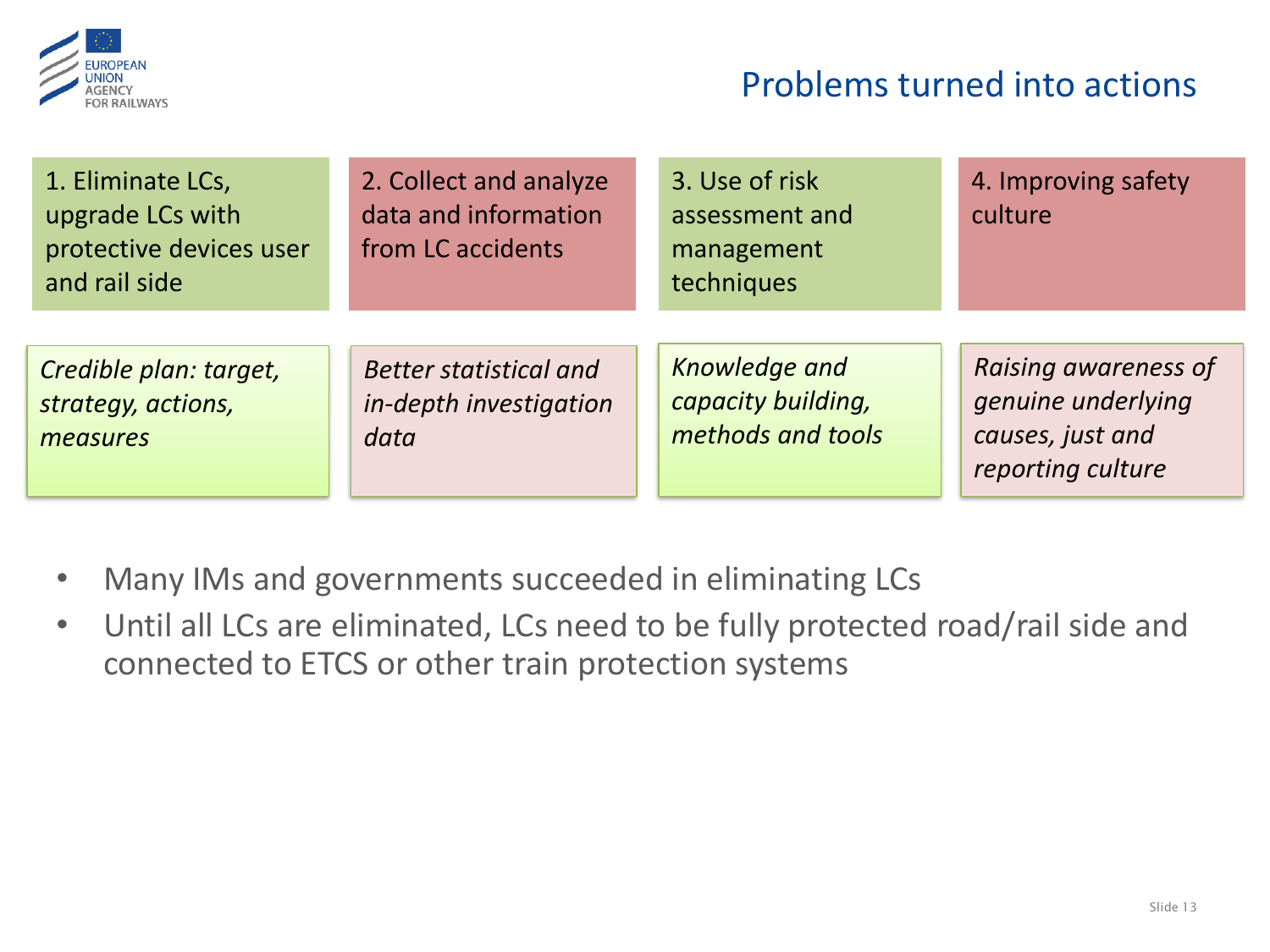# Problems turned into actions

| 1. Eliminate LCs, upgrade LCs with protective devices user and rail side | 2. Collect and analyze data and information from LC accidents | 3. Use of risk assessment and management techniques | 4. Improving safety culture |
|---|---|---|---|
| *Credible plan: target, strategy, actions, measures* | *Better statistical and in-depth investigation data* | *Knowledge and capacity building, methods and tools* | *Raising awareness of genuine underlying causes, just and reporting culture* |

- Many IMs and governments succeeded in eliminating LCs
- Until all LCs are eliminated, LCs need to be fully protected road/rail side and connected to ETCS or other train protection systems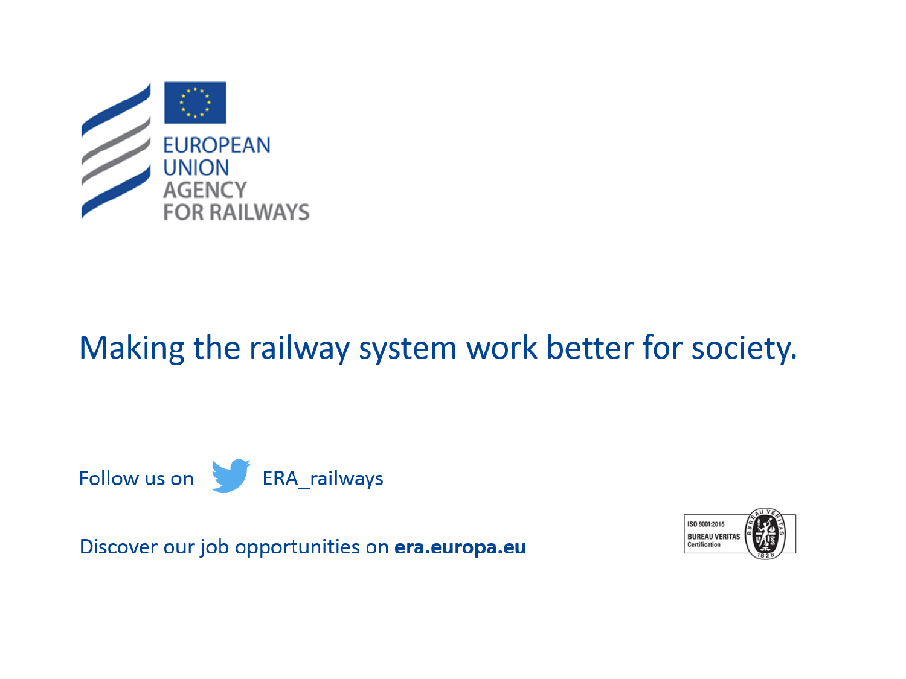EUROPEAN UNION AGENCY FOR RAILWAYS

Making the railway system work better for society.

Follow us on ERA_railways

Discover our job opportunities on **era.europa.eu**

ISO 9001:2015
BUREAU VERITAS
Certification